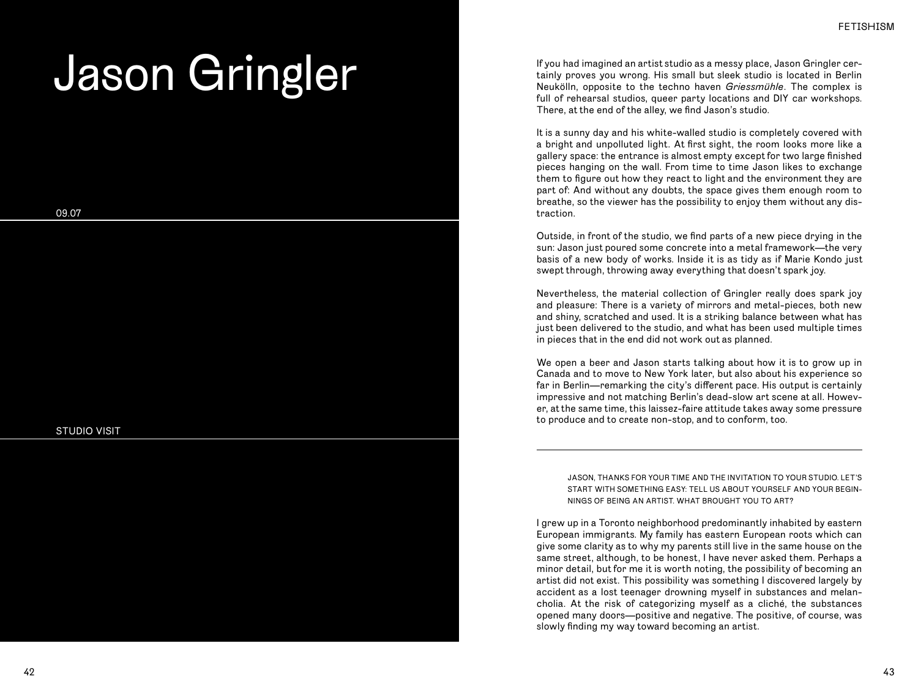# Jason Gringler

09.07

STUDIO VISIT

If you had imagined an artist studio as a messy place, Jason Gringler certainly proves you wrong. His small but sleek studio is located in Berlin Neukölln, opposite to the techno haven *Griessmühle*. The complex is full of rehearsal studios, queer party locations and DIY car workshops. There, at the end of the alley, we find Jason's studio.

It is a sunny day and his white-walled studio is completely covered with a bright and unpolluted light. At first sight, the room looks more like a gallery space: the entrance is almost empty except for two large finished pieces hanging on the wall. From time to time Jason likes to exchange them to figure out how they react to light and the environment they are part of: And without any doubts, the space gives them enough room to breathe, so the viewer has the possibility to enjoy them without any distraction.

Outside, in front of the studio, we find parts of a new piece drying in the sun: Jason just poured some concrete into a metal framework—the very basis of a new body of works. Inside it is as tidy as if Marie Kondo just swept through, throwing away everything that doesn't spark joy.

Nevertheless, the material collection of Gringler really does spark joy and pleasure: There is a variety of mirrors and metal-pieces, both new and shiny, scratched and used. It is a striking balance between what has just been delivered to the studio, and what has been used multiple times in pieces that in the end did not work out as planned.

We open a beer and Jason starts talking about how it is to grow up in Canada and to move to New York later, but also about his experience so far in Berlin—remarking the city's different pace. His output is certainly impressive and not matching Berlin's dead-slow art scene at all. However, at the same time, this laissez-faire attitude takes away some pressure to produce and to create non-stop, and to conform, too.

---

JASON, THANKS FOR YOUR TIME AND THE INVITATION TO YOUR STUDIO. LET'S START WITH SOMETHING EASY: TELL US ABOUT YOURSELF AND YOUR BEGINNINGS OF BEING AN ARTIST. WHAT BROUGHT YOU TO ART?

I grew up in a Toronto neighborhood predominantly inhabited by eastern European immigrants. My family has eastern European roots which can give some clarity as to why my parents still live in the same house on the same street, although, to be honest, I have never asked them. Perhaps a minor detail, but for me it is worth noting, the possibility of becoming an artist did not exist. This possibility was something I discovered largely by accident as a lost teenager drowning myself in substances and melancholia. At the risk of categorizing myself as a cliché, the substances opened many doors—positive and negative. The positive, of course, was slowly finding my way toward becoming an artist.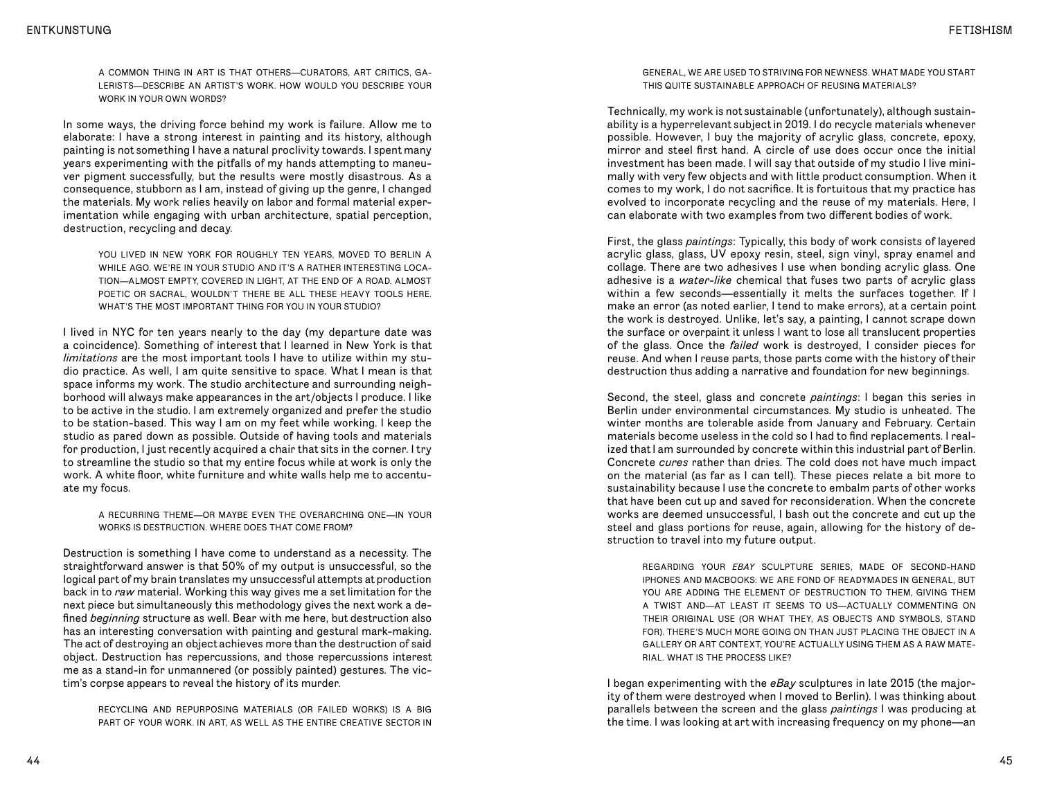A COMMON THING IN ART IS THAT OTHERS—CURATORS, ART CRITICS, GALERISTS—DESCRIBE AN ARTIST'S WORK. HOW WOULD YOU DESCRIBE YOUR WORK IN YOUR OWN WORDS?

In some ways, the driving force behind my work is failure. Allow me to elaborate: I have a strong interest in painting and its history, although painting is not something I have a natural proclivity towards. I spent many years experimenting with the pitfalls of my hands attempting to maneuver pigment successfully, but the results were mostly disastrous. As a consequence, stubborn as I am, instead of giving up the genre, I changed the materials. My work relies heavily on labor and formal material experimentation while engaging with urban architecture, spatial perception, destruction, recycling and decay.

YOU LIVED IN NEW YORK FOR ROUGHLY TEN YEARS, MOVED TO BERLIN A WHILE AGO. WE'RE IN YOUR STUDIO AND IT'S A RATHER INTERESTING LOCATION—ALMOST EMPTY, COVERED IN LIGHT, AT THE END OF A ROAD. ALMOST POETIC OR SACRAL, WOULDN'T THERE BE ALL THESE HEAVY TOOLS HERE. WHAT'S THE MOST IMPORTANT THING FOR YOU IN YOUR STUDIO?

I lived in NYC for ten years nearly to the day (my departure date was a coincidence). Something of interest that I learned in New York is that *limitations* are the most important tools I have to utilize within my studio practice. As well, I am quite sensitive to space. What I mean is that space informs my work. The studio architecture and surrounding neighborhood will always make appearances in the art/objects I produce. I like to be active in the studio. I am extremely organized and prefer the studio to be station-based. This way I am on my feet while working. I keep the studio as pared down as possible. Outside of having tools and materials for production, I just recently acquired a chair that sits in the corner. I try to streamline the studio so that my entire focus while at work is only the work. A white floor, white furniture and white walls help me to accentuate my focus.

A RECURRING THEME—OR MAYBE EVEN THE OVERARCHING ONE—IN YOUR WORKS IS DESTRUCTION. WHERE DOES THAT COME FROM?

Destruction is something I have come to understand as a necessity. The straightforward answer is that 50% of my output is unsuccessful, so the logical part of my brain translates my unsuccessful attempts at production back in to *raw* material. Working this way gives me a set limitation for the next piece but simultaneously this methodology gives the next work a defined *beginning* structure as well. Bear with me here, but destruction also has an interesting conversation with painting and gestural mark-making. The act of destroying an object achieves more than the destruction of said object. Destruction has repercussions, and those repercussions interest me as a stand-in for unmannered (or possibly painted) gestures. The victim's corpse appears to reveal the history of its murder.

RECYCLING AND REPURPOSING MATERIALS (OR FAILED WORKS) IS A BIG PART OF YOUR WORK. IN ART, AS WELL AS THE ENTIRE CREATIVE SECTOR IN GENERAL, WE ARE USED TO STRIVING FOR NEWNESS. WHAT MADE YOU START THIS QUITE SUSTAINABLE APPROACH OF REUSING MATERIALS?

Technically, my work is not sustainable (unfortunately), although sustainability is a hyperrelevant subject in 2019. I do recycle materials whenever possible. However, I buy the majority of acrylic glass, concrete, epoxy, mirror and steel first hand. A circle of use does occur once the initial investment has been made. I will say that outside of my studio I live minimally with very few objects and with little product consumption. When it comes to my work, I do not sacrifice. It is fortuitous that my practice has evolved to incorporate recycling and the reuse of my materials. Here, I can elaborate with two examples from two different bodies of work.

First, the glass *paintings*: Typically, this body of work consists of layered acrylic glass, glass, UV epoxy resin, steel, sign vinyl, spray enamel and collage. There are two adhesives I use when bonding acrylic glass. One adhesive is a *water-like* chemical that fuses two parts of acrylic glass within a few seconds—essentially it melts the surfaces together. If I make an error (as noted earlier, I tend to make errors), at a certain point the work is destroyed. Unlike, let's say, a painting, I cannot scrape down the surface or overpaint it unless I want to lose all translucent properties of the glass. Once the *failed* work is destroyed, I consider pieces for reuse. And when I reuse parts, those parts come with the history of their destruction thus adding a narrative and foundation for new beginnings.

Second, the steel, glass and concrete *paintings*: I began this series in Berlin under environmental circumstances. My studio is unheated. The winter months are tolerable aside from January and February. Certain materials become useless in the cold so I had to find replacements. I realized that I am surrounded by concrete within this industrial part of Berlin. Concrete *cures* rather than dries. The cold does not have much impact on the material (as far as I can tell). These pieces relate a bit more to sustainability because I use the concrete to embalm parts of other works that have been cut up and saved for reconsideration. When the concrete works are deemed unsuccessful, I bash out the concrete and cut up the steel and glass portions for reuse, again, allowing for the history of destruction to travel into my future output.

REGARDING YOUR *EBAY* SCULPTURE SERIES, MADE OF SECOND-HAND IPHONES AND MACBOOKS: WE ARE FOND OF READYMADES IN GENERAL, BUT YOU ARE ADDING THE ELEMENT OF DESTRUCTION TO THEM, GIVING THEM A TWIST AND—AT LEAST IT SEEMS TO US—ACTUALLY COMMENTING ON THEIR ORIGINAL USE (OR WHAT THEY, AS OBJECTS AND SYMBOLS, STAND FOR). THERE'S MUCH MORE GOING ON THAN JUST PLACING THE OBJECT IN A GALLERY OR ART CONTEXT, YOU'RE ACTUALLY USING THEM AS A RAW MATERIAL. WHAT IS THE PROCESS LIKE?

I began experimenting with the *eBay* sculptures in late 2015 (the majority of them were destroyed when I moved to Berlin). I was thinking about parallels between the screen and the glass *paintings* I was producing at the time. I was looking at art with increasing frequency on my phone—an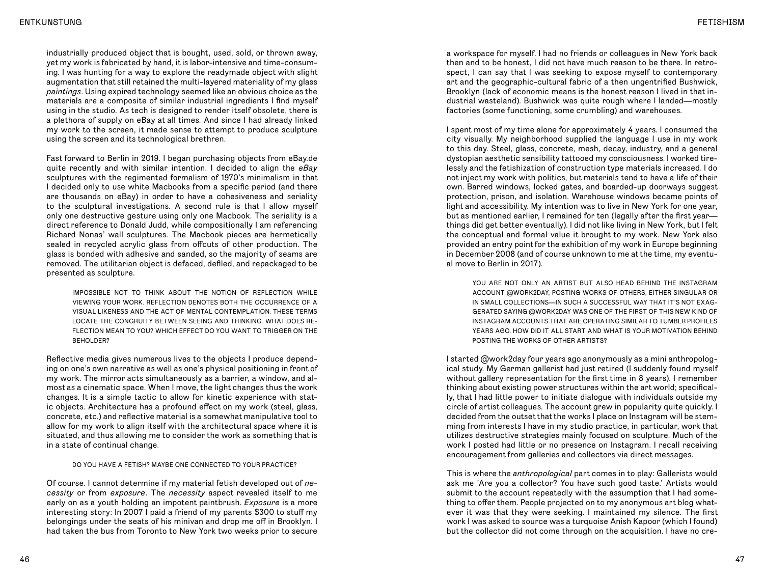industrially produced object that is bought, used, sold, or thrown away, yet my work is fabricated by hand, it is labor-intensive and time-consuming. I was hunting for a way to explore the readymade object with slight augmentation that still retained the multi-layered materiality of my glass *paintings*. Using expired technology seemed like an obvious choice as the materials are a composite of similar industrial ingredients I find myself using in the studio. As tech is designed to render itself obsolete, there is a plethora of supply on eBay at all times. And since I had already linked my work to the screen, it made sense to attempt to produce sculpture using the screen and its technological brethren.

Fast forward to Berlin in 2019. I began purchasing objects from eBay.de quite recently and with similar intention. I decided to align the *eBay* sculptures with the regimented formalism of 1970's minimalism in that I decided only to use white Macbooks from a specific period (and there are thousands on eBay) in order to have a cohesiveness and seriality to the sculptural investigations. A second rule is that I allow myself only one destructive gesture using only one Macbook. The seriality is a direct reference to Donald Judd, while compositionally I am referencing Richard Nonas' wall sculptures. The Macbook pieces are hermetically sealed in recycled acrylic glass from offcuts of other production. The glass is bonded with adhesive and sanded, so the majority of seams are removed. The utilitarian object is defaced, defiled, and repackaged to be presented as sculpture.

> IMPOSSIBLE NOT TO THINK ABOUT THE NOTION OF REFLECTION WHILE VIEWING YOUR WORK. REFLECTION DENOTES BOTH THE OCCURRENCE OF A VISUAL LIKENESS AND THE ACT OF MENTAL CONTEMPLATION. THESE TERMS LOCATE THE CONGRUITY BETWEEN SEEING AND THINKING. WHAT DOES REFLECTION MEAN TO YOU? WHICH EFFECT DO YOU WANT TO TRIGGER ON THE BEHOLDER?

Reflective media gives numerous lives to the objects I produce depending on one's own narrative as well as one's physical positioning in front of my work. The mirror acts simultaneously as a barrier, a window, and almost as a cinematic space. When I move, the light changes thus the work changes. It is a simple tactic to allow for kinetic experience with static objects. Architecture has a profound effect on my work (steel, glass, concrete, etc.) and reflective material is a somewhat manipulative tool to allow for my work to align itself with the architectural space where it is situated, and thus allowing me to consider the work as something that is in a state of continual change.

> DO YOU HAVE A FETISH? MAYBE ONE CONNECTED TO YOUR PRACTICE?

Of course. I cannot determine if my material fetish developed out of *necessity* or from *exposure*. The *necessity* aspect revealed itself to me early on as a youth holding an impotent paintbrush. *Exposure* is a more interesting story: In 2007 I paid a friend of my parents $300 to stuff my belongings under the seats of his minivan and drop me off in Brooklyn. I had taken the bus from Toronto to New York two weeks prior to secure a workspace for myself. I had no friends or colleagues in New York back then and to be honest, I did not have much reason to be there. In retrospect, I can say that I was seeking to expose myself to contemporary art and the geographic-cultural fabric of a then ungentrified Bushwick, Brooklyn (lack of economic means is the honest reason I lived in that industrial wasteland). Bushwick was quite rough where I landed—mostly factories (some functioning, some crumbling) and warehouses.

I spent most of my time alone for approximately 4 years. I consumed the city visually. My neighborhood supplied the language I use in my work to this day. Steel, glass, concrete, mesh, decay, industry, and a general dystopian aesthetic sensibility tattooed my consciousness. I worked tirelessly and the fetishization of construction type materials increased. I do not inject my work with politics, but materials tend to have a life of their own. Barred windows, locked gates, and boarded-up doorways suggest protection, prison, and isolation. Warehouse windows became points of light and accessibility. My intention was to live in New York for one year, but as mentioned earlier, I remained for ten (legally after the first year—things did get better eventually). I did not like living in New York, but I felt the conceptual and formal value it brought to my work. New York also provided an entry point for the exhibition of my work in Europe beginning in December 2008 (and of course unknown to me at the time, my eventual move to Berlin in 2017).

> YOU ARE NOT ONLY AN ARTIST BUT ALSO HEAD BEHIND THE INSTAGRAM ACCOUNT @WORK2DAY, POSTING WORKS OF OTHERS, EITHER SINGULAR OR IN SMALL COLLECTIONS—IN SUCH A SUCCESSFUL WAY THAT IT'S NOT EXAGGERATED SAYING @WORK2DAY WAS ONE OF THE FIRST OF THIS NEW KIND OF INSTAGRAM ACCOUNTS THAT ARE OPERATING SIMILAR TO TUMBLR PROFILES YEARS AGO. HOW DID IT ALL START AND WHAT IS YOUR MOTIVATION BEHIND POSTING THE WORKS OF OTHER ARTISTS?

I started @work2day four years ago anonymously as a mini anthropological study. My German gallerist had just retired (I suddenly found myself without gallery representation for the first time in 8 years). I remember thinking about existing power structures within the art world; specifically, that I had little power to initiate dialogue with individuals outside my circle of artist colleagues. The account grew in popularity quite quickly. I decided from the outset that the works I place on Instagram will be stemming from interests I have in my studio practice, in particular, work that utilizes destructive strategies mainly focused on sculpture. Much of the work I posted had little or no presence on Instagram. I recall receiving encouragement from galleries and collectors via direct messages.

This is where the *anthropological* part comes in to play: Gallerists would ask me 'Are you a collector? You have such good taste.' Artists would submit to the account repeatedly with the assumption that I had something to offer them. People projected on to my anonymous art blog whatever it was that they were seeking. I maintained my silence. The first work I was asked to source was a turquoise Anish Kapoor (which I found) but the collector did not come through on the acquisition. I have no cre-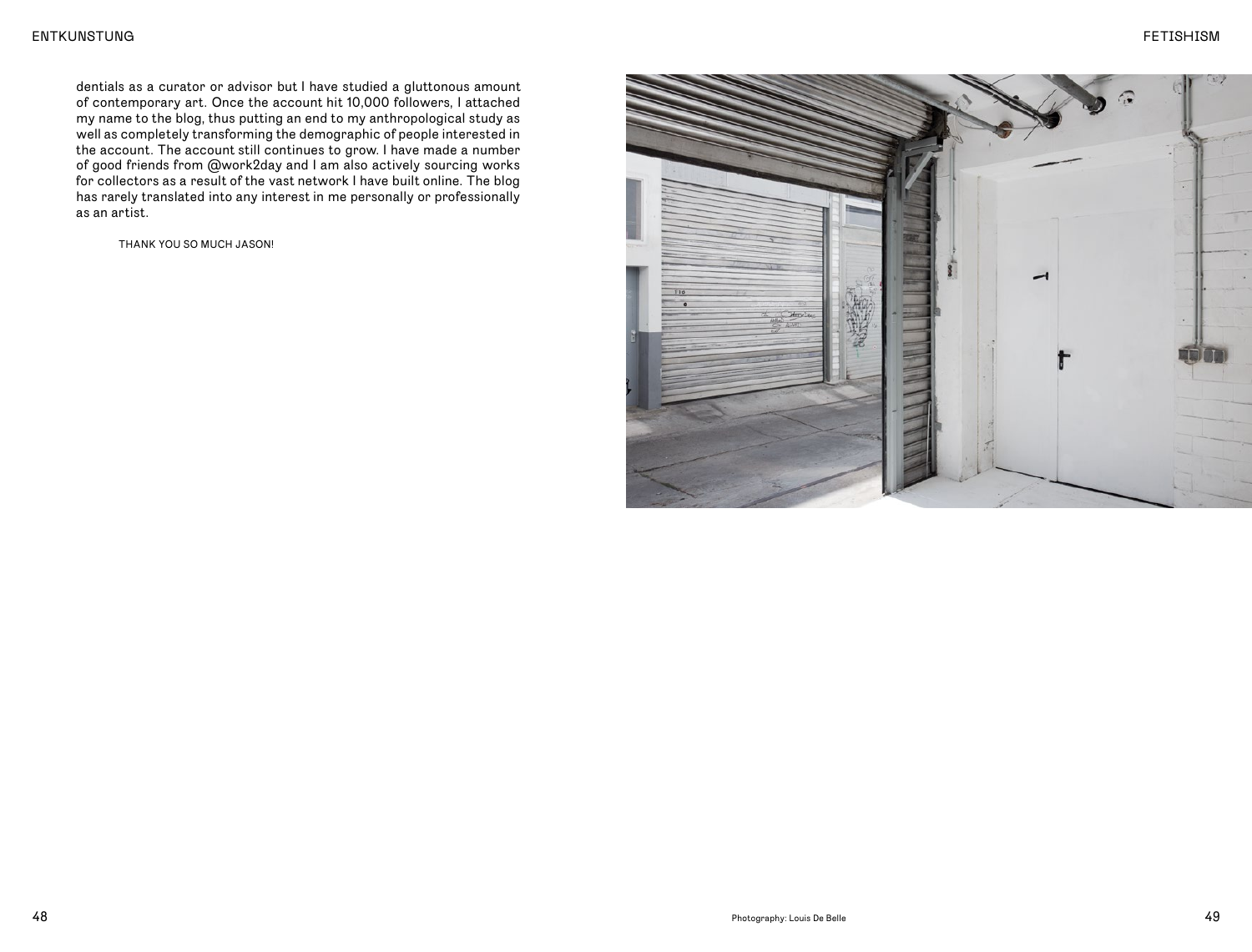dentials as a curator or advisor but I have studied a gluttonous amount of contemporary art. Once the account hit 10,000 followers, I attached my name to the blog, thus putting an end to my anthropological study as well as completely transforming the demographic of people interested in the account. The account still continues to grow. I have made a number of good friends from @work2day and I am also actively sourcing works for collectors as a result of the vast network I have built online. The blog has rarely translated into any interest in me personally or professionally as an artist.

THANK YOU SO MUCH JASON!

Photography: Louis De Belle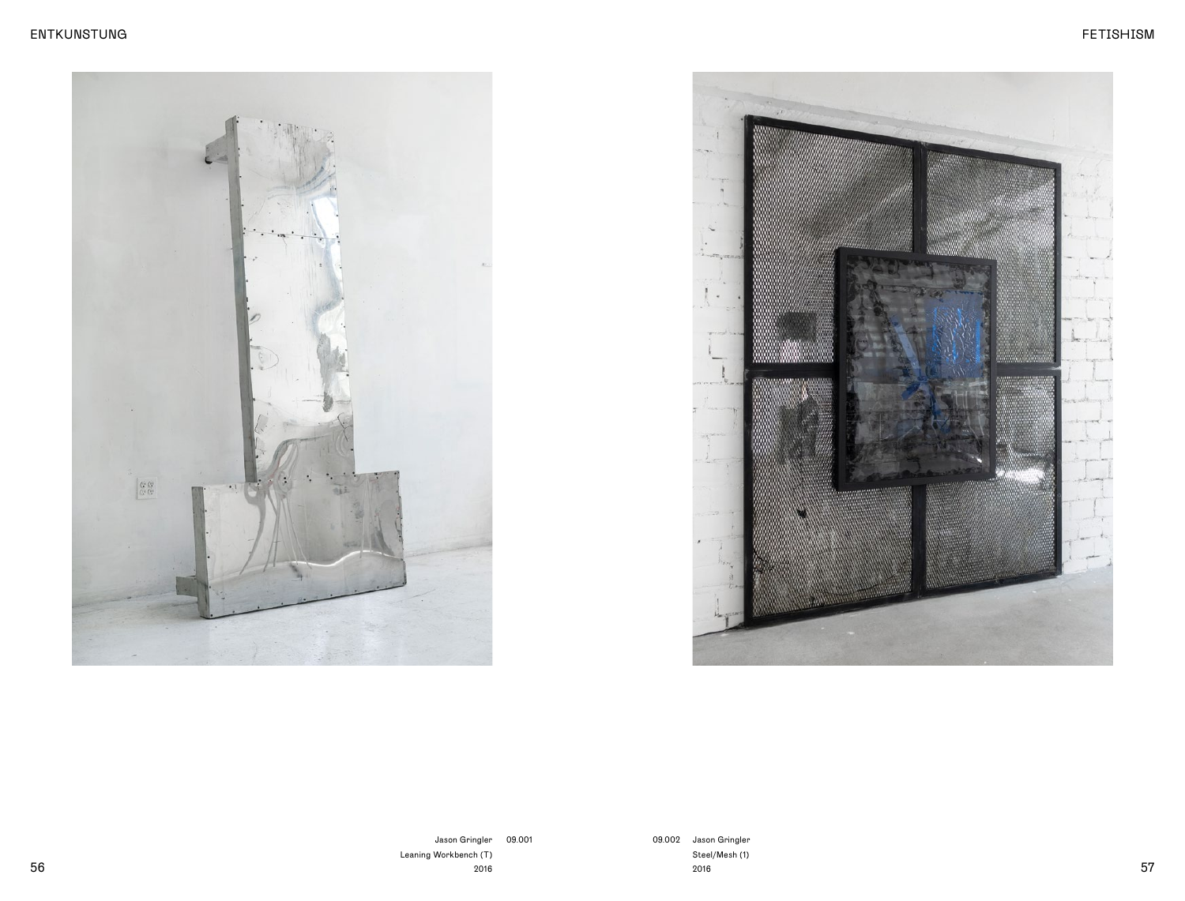Jason Gringler
Leaning Workbench (T)
2016
09.001

09.002
Jason Gringler
Steel/Mesh (1)
2016